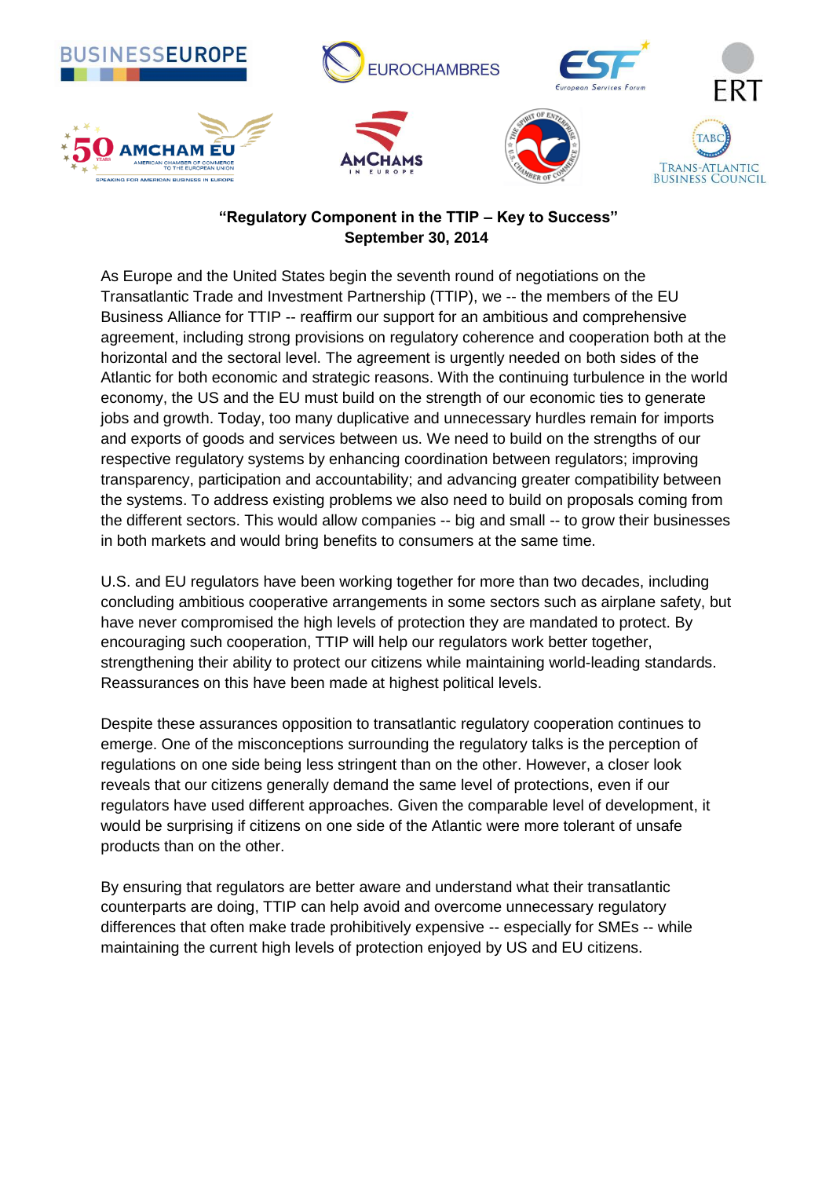**“Regulatory Component in the TTIP – Key to Success”**
**September 30, 2014**

As Europe and the United States begin the seventh round of negotiations on the Transatlantic Trade and Investment Partnership (TTIP), we -- the members of the EU Business Alliance for TTIP -- reaffirm our support for an ambitious and comprehensive agreement, including strong provisions on regulatory coherence and cooperation both at the horizontal and the sectoral level. The agreement is urgently needed on both sides of the Atlantic for both economic and strategic reasons. With the continuing turbulence in the world economy, the US and the EU must build on the strength of our economic ties to generate jobs and growth. Today, too many duplicative and unnecessary hurdles remain for imports and exports of goods and services between us. We need to build on the strengths of our respective regulatory systems by enhancing coordination between regulators; improving transparency, participation and accountability; and advancing greater compatibility between the systems. To address existing problems we also need to build on proposals coming from the different sectors. This would allow companies -- big and small -- to grow their businesses in both markets and would bring benefits to consumers at the same time.

U.S. and EU regulators have been working together for more than two decades, including concluding ambitious cooperative arrangements in some sectors such as airplane safety, but have never compromised the high levels of protection they are mandated to protect. By encouraging such cooperation, TTIP will help our regulators work better together, strengthening their ability to protect our citizens while maintaining world-leading standards. Reassurances on this have been made at highest political levels.

Despite these assurances opposition to transatlantic regulatory cooperation continues to emerge. One of the misconceptions surrounding the regulatory talks is the perception of regulations on one side being less stringent than on the other. However, a closer look reveals that our citizens generally demand the same level of protections, even if our regulators have used different approaches. Given the comparable level of development, it would be surprising if citizens on one side of the Atlantic were more tolerant of unsafe products than on the other.

By ensuring that regulators are better aware and understand what their transatlantic counterparts are doing, TTIP can help avoid and overcome unnecessary regulatory differences that often make trade prohibitively expensive -- especially for SMEs -- while maintaining the current high levels of protection enjoyed by US and EU citizens.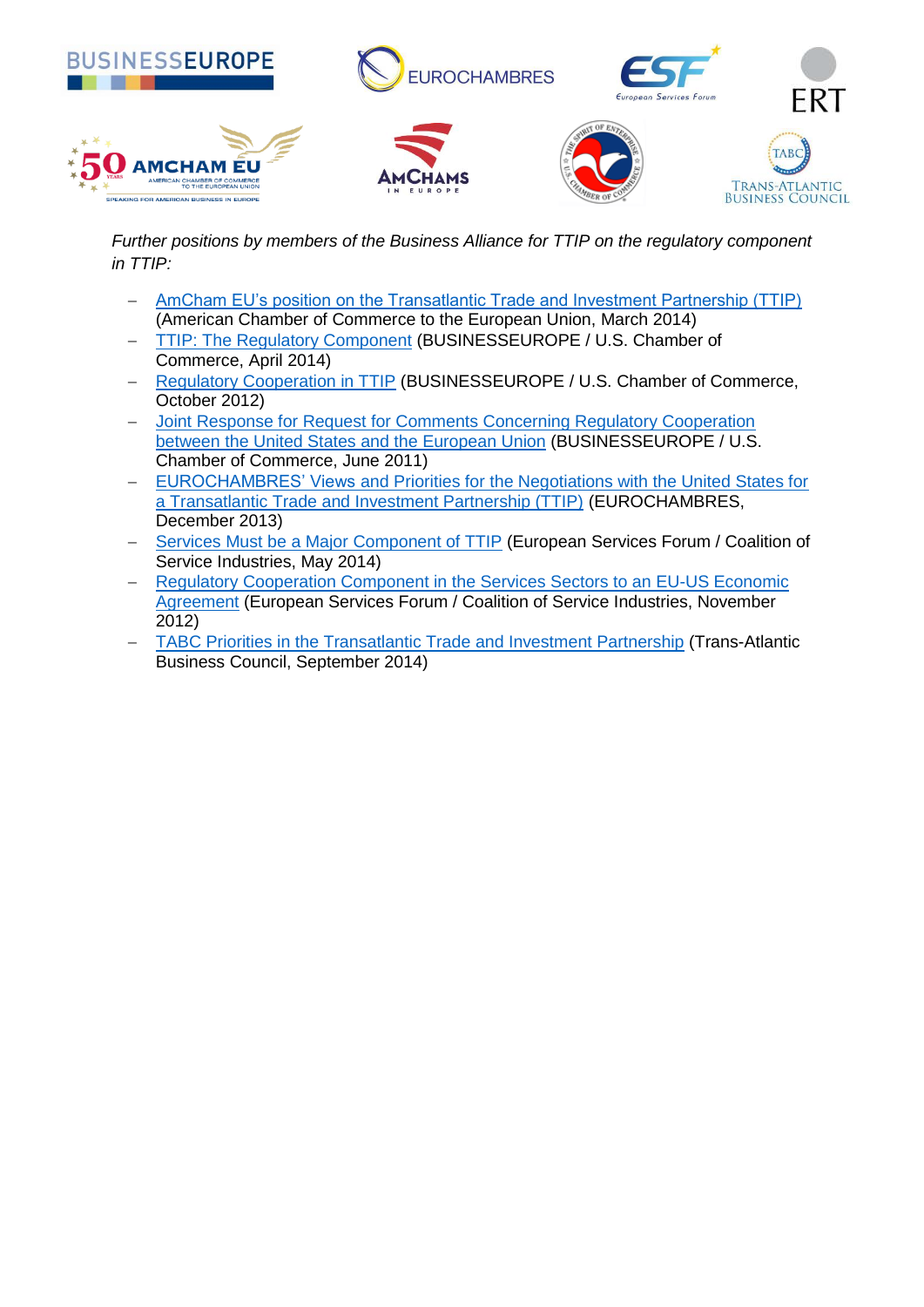*Further positions by members of the Business Alliance for TTIP on the regulatory component in TTIP:*

- AmCham EU's position on the Transatlantic Trade and Investment Partnership (TTIP) (American Chamber of Commerce to the European Union, March 2014)
- TTIP: The Regulatory Component (BUSINESSEUROPE / U.S. Chamber of Commerce, April 2014)
- Regulatory Cooperation in TTIP (BUSINESSEUROPE / U.S. Chamber of Commerce, October 2012)
- Joint Response for Request for Comments Concerning Regulatory Cooperation between the United States and the European Union (BUSINESSEUROPE / U.S. Chamber of Commerce, June 2011)
- EUROCHAMBRES' Views and Priorities for the Negotiations with the United States for a Transatlantic Trade and Investment Partnership (TTIP) (EUROCHAMBRES, December 2013)
- Services Must be a Major Component of TTIP (European Services Forum / Coalition of Service Industries, May 2014)
- Regulatory Cooperation Component in the Services Sectors to an EU-US Economic Agreement (European Services Forum / Coalition of Service Industries, November 2012)
- TABC Priorities in the Transatlantic Trade and Investment Partnership (Trans-Atlantic Business Council, September 2014)